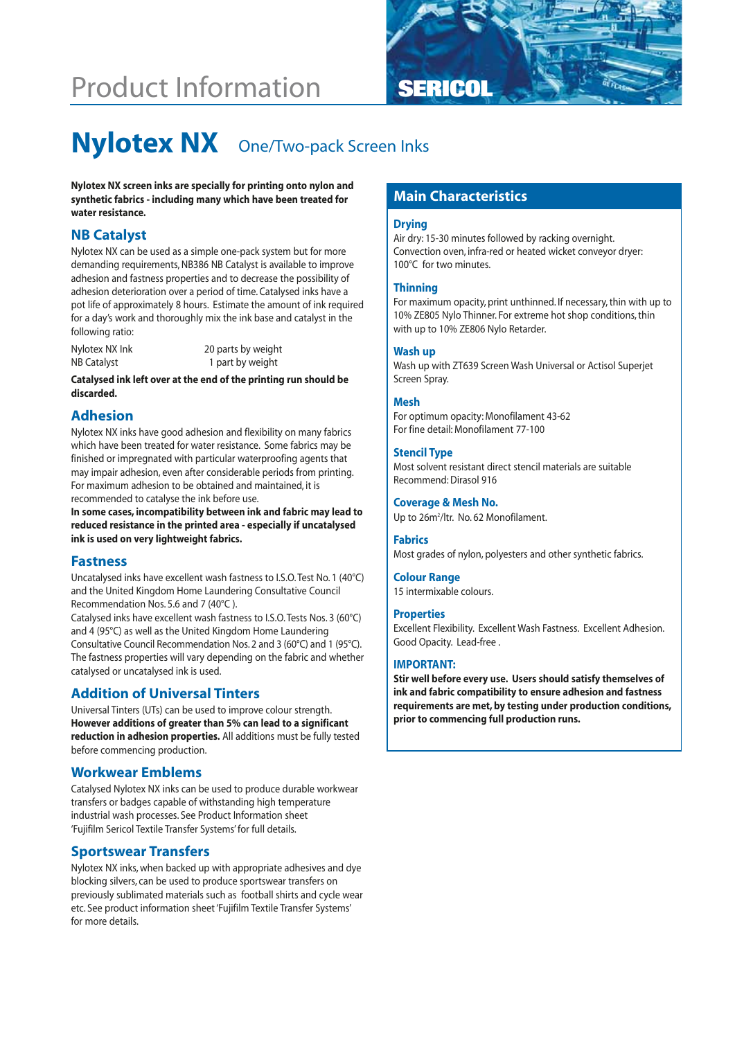# Product Information

SERICOL

# Nylotex NX One/Two-pack Screen Inks

**Nylotex NX screen inks are specially for printing onto nylon and synthetic fabrics - including many which have been treated for water resistance.**

## NB Catalyst

Nylotex NX can be used as a simple one-pack system but for more demanding requirements, NB386 NB Catalyst is available to improve adhesion and fastness properties and to decrease the possibility of adhesion deterioration over a period of time. Catalysed inks have a pot life of approximately 8 hours. Estimate the amount of ink required for a day's work and thoroughly mix the ink base and catalyst in the following ratio:

| | |
|---|---|
| Nylotex NX Ink | 20 parts by weight |
| NB Catalyst | 1 part by weight |

**Catalysed ink left over at the end of the printing run should be discarded.**

## Adhesion

Nylotex NX inks have good adhesion and flexibility on many fabrics which have been treated for water resistance. Some fabrics may be finished or impregnated with particular waterproofing agents that may impair adhesion, even after considerable periods from printing. For maximum adhesion to be obtained and maintained, it is recommended to catalyse the ink before use.

**In some cases, incompatibility between ink and fabric may lead to reduced resistance in the printed area - especially if uncatalysed ink is used on very lightweight fabrics.**

## Fastness

Uncatalysed inks have excellent wash fastness to I.S.O. Test No. 1 (40°C) and the United Kingdom Home Laundering Consultative Council Recommendation Nos. 5.6 and 7 (40°C ).

Catalysed inks have excellent wash fastness to I.S.O. Tests Nos. 3 (60°C) and 4 (95°C) as well as the United Kingdom Home Laundering Consultative Council Recommendation Nos. 2 and 3 (60°C) and 1 (95°C). The fastness properties will vary depending on the fabric and whether catalysed or uncatalysed ink is used.

## Addition of Universal Tinters

Universal Tinters (UTs) can be used to improve colour strength. **However additions of greater than 5% can lead to a significant reduction in adhesion properties.** All additions must be fully tested before commencing production.

## Workwear Emblems

Catalysed Nylotex NX inks can be used to produce durable workwear transfers or badges capable of withstanding high temperature industrial wash processes. See Product Information sheet 'Fujifilm Sericol Textile Transfer Systems' for full details.

## Sportswear Transfers

Nylotex NX inks, when backed up with appropriate adhesives and dye blocking silvers, can be used to produce sportswear transfers on previously sublimated materials such as football shirts and cycle wear etc. See product information sheet 'Fujifilm Textile Transfer Systems' for more details.

## Main Characteristics

### Drying

Air dry: 15-30 minutes followed by racking overnight.
Convection oven, infra-red or heated wicket conveyor dryer: 100°C for two minutes.

### Thinning

For maximum opacity, print unthinned. If necessary, thin with up to 10% ZE805 Nylo Thinner. For extreme hot shop conditions, thin with up to 10% ZE806 Nylo Retarder.

### Wash up

Wash up with ZT639 Screen Wash Universal or Actisol Superjet Screen Spray.

### Mesh

For optimum opacity: Monofilament 43-62
For fine detail: Monofilament 77-100

### Stencil Type

Most solvent resistant direct stencil materials are suitable
Recommend: Dirasol 916

### Coverage & Mesh No.

Up to 26m²/ltr. No. 62 Monofilament.

### Fabrics

Most grades of nylon, polyesters and other synthetic fabrics.

### Colour Range

15 intermixable colours.

### Properties

Excellent Flexibility. Excellent Wash Fastness. Excellent Adhesion. Good Opacity. Lead-free .

### IMPORTANT:

**Stir well before every use. Users should satisfy themselves of ink and fabric compatibility to ensure adhesion and fastness requirements are met, by testing under production conditions, prior to commencing full production runs.**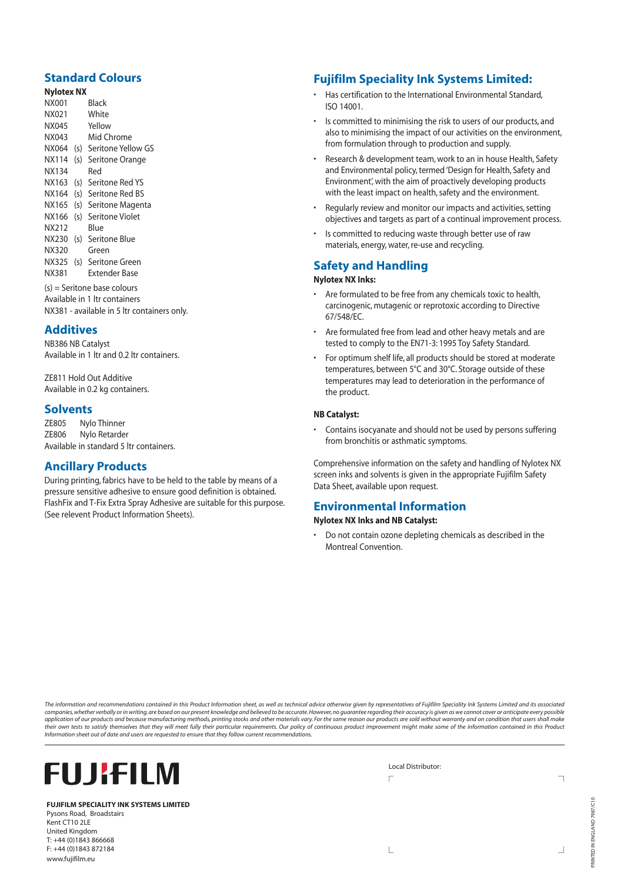## Standard Colours

**Nylotex NX**

| | | |
|---|---|---|
| NX001 | | Black |
| NX021 | | White |
| NX045 | | Yellow |
| NX043 | | Mid Chrome |
| NX064 | (s) | Seritone Yellow GS |
| NX114 | (s) | Seritone Orange |
| NX134 | | Red |
| NX163 | (s) | Seritone Red YS |
| NX164 | (s) | Seritone Red BS |
| NX165 | (s) | Seritone Magenta |
| NX166 | (s) | Seritone Violet |
| NX212 | | Blue |
| NX230 | (s) | Seritone Blue |
| NX320 | | Green |
| NX325 | (s) | Seritone Green |
| NX381 | | Extender Base |

(s) = Seritone base colours
Available in 1 ltr containers
NX381 - available in 5 ltr containers only.

## Additives

NB386 NB Catalyst
Available in 1 ltr and 0.2 ltr containers.

ZE811 Hold Out Additive
Available in 0.2 kg containers.

## Solvents

ZE805 Nylo Thinner
ZE806 Nylo Retarder
Available in standard 5 ltr containers.

## Ancillary Products

During printing, fabrics have to be held to the table by means of a pressure sensitive adhesive to ensure good definition is obtained. FlashFix and T-Fix Extra Spray Adhesive are suitable for this purpose. (See relevent Product Information Sheets).

## Fujifilm Speciality Ink Systems Limited:

- Has certification to the International Environmental Standard, ISO 14001.
- Is committed to minimising the risk to users of our products, and also to minimising the impact of our activities on the environment, from formulation through to production and supply.
- Research & development team, work to an in house Health, Safety and Environmental policy, termed 'Design for Health, Safety and Environment', with the aim of proactively developing products with the least impact on health, safety and the environment.
- Regularly review and monitor our impacts and activities, setting objectives and targets as part of a continual improvement process.
- Is committed to reducing waste through better use of raw materials, energy, water, re-use and recycling.

## Safety and Handling

**Nylotex NX Inks:**

- Are formulated to be free from any chemicals toxic to health, carcinogenic, mutagenic or reprotoxic according to Directive 67/548/EC.
- Are formulated free from lead and other heavy metals and are tested to comply to the EN71-3: 1995 Toy Safety Standard.
- For optimum shelf life, all products should be stored at moderate temperatures, between 5°C and 30°C. Storage outside of these temperatures may lead to deterioration in the performance of the product.

**NB Catalyst:**

- Contains isocyanate and should not be used by persons suffering from bronchitis or asthmatic symptoms.

Comprehensive information on the safety and handling of Nylotex NX screen inks and solvents is given in the appropriate Fujifilm Safety Data Sheet, available upon request.

## Environmental Information

**Nylotex NX Inks and NB Catalyst:**

- Do not contain ozone depleting chemicals as described in the Montreal Convention.

*The information and recommendations contained in this Product Information sheet, as well as technical advice otherwise given by representatives of Fujifilm Speciality Ink Systems Limited and its associated companies, whether verbally or in writing, are based on our present knowledge and believed to be accurate. However, no guarantee regarding their accuracy is given as we cannot cover or anticipate every possible application of our products and because manufacturing methods, printing stocks and other materials vary. For the same reason our products are sold without warranty and on condition that users shall make their own tests to satisfy themselves that they will meet fully their particular requirements. Our policy of continuous product improvement might make some of the information contained in this Product Information sheet out of date and users are requested to ensure that they follow current recommendations.*

FUJIFILM

**FUJIFILM SPECIALITY INK SYSTEMS LIMITED**
Pysons Road, Broadstairs
Kent CT10 2LE
United Kingdom
T: +44 (0)1843 866668
F: +44 (0)1843 872184
www.fujifilm.eu

Local Distributor:

PRINTED IN ENGLAND 7987/C10